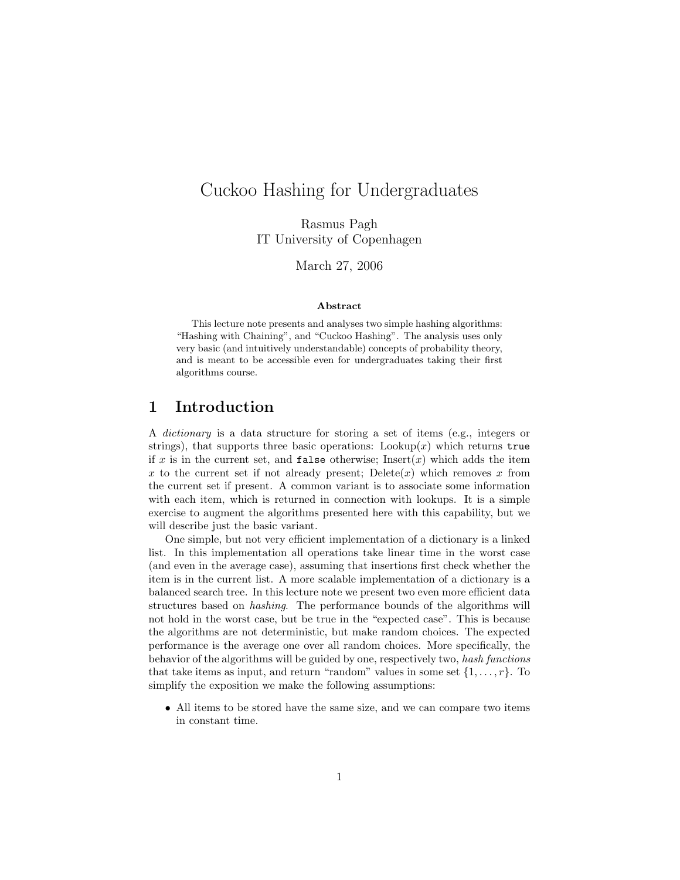# Cuckoo Hashing for Undergraduates

Rasmus Pagh
IT University of Copenhagen

March 27, 2006

**Abstract**

This lecture note presents and analyses two simple hashing algorithms: "Hashing with Chaining", and "Cuckoo Hashing". The analysis uses only very basic (and intuitively understandable) concepts of probability theory, and is meant to be accessible even for undergraduates taking their first algorithms course.

## 1 Introduction

A *dictionary* is a data structure for storing a set of items (e.g., integers or strings), that supports three basic operations: Lookup($x$) which returns `true` if $x$ is in the current set, and `false` otherwise; Insert($x$) which adds the item $x$ to the current set if not already present; Delete($x$) which removes $x$ from the current set if present. A common variant is to associate some information with each item, which is returned in connection with lookups. It is a simple exercise to augment the algorithms presented here with this capability, but we will describe just the basic variant.

One simple, but not very efficient implementation of a dictionary is a linked list. In this implementation all operations take linear time in the worst case (and even in the average case), assuming that insertions first check whether the item is in the current list. A more scalable implementation of a dictionary is a balanced search tree. In this lecture note we present two even more efficient data structures based on *hashing*. The performance bounds of the algorithms will not hold in the worst case, but be true in the "expected case". This is because the algorithms are not deterministic, but make random choices. The expected performance is the average one over all random choices. More specifically, the behavior of the algorithms will be guided by one, respectively two, *hash functions* that take items as input, and return "random" values in some set $\{1, \dots, r\}$. To simplify the exposition we make the following assumptions:

- All items to be stored have the same size, and we can compare two items in constant time.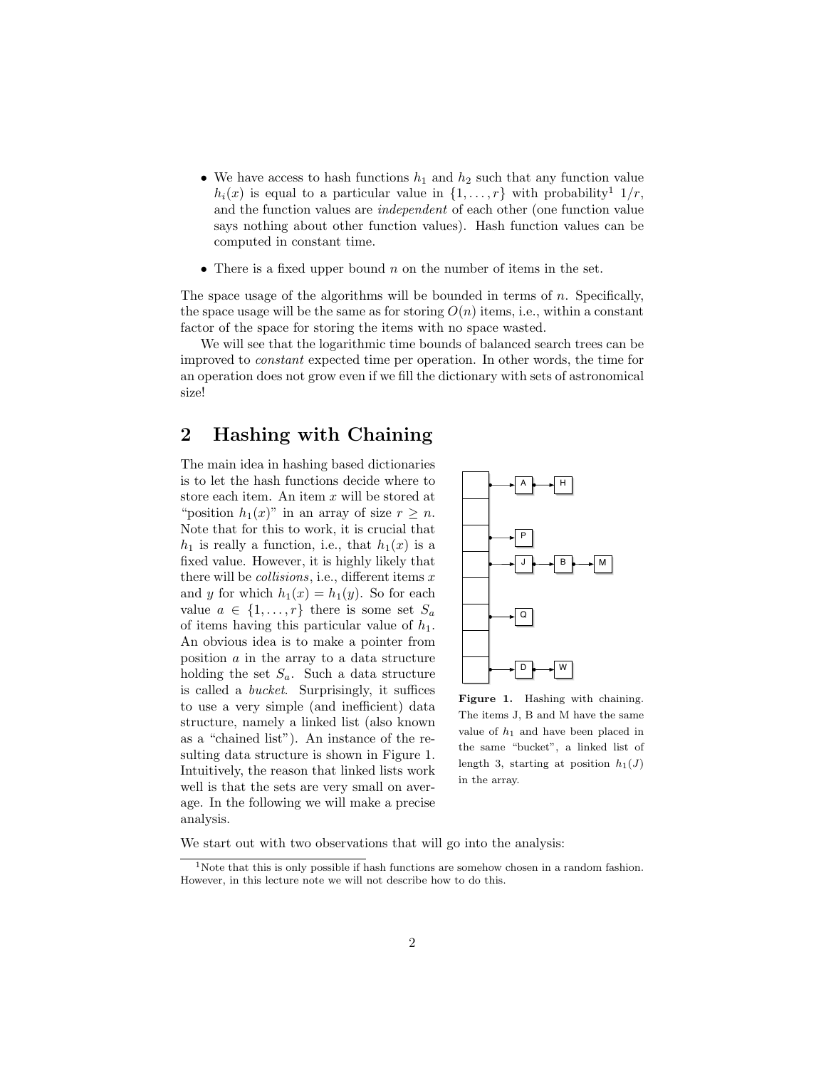- We have access to hash functions $h_1$ and $h_2$ such that any function value $h_i(x)$ is equal to a particular value in $\{1, \ldots, r\}$ with probability[1] $1/r$, and the function values are *independent* of each other (one function value says nothing about other function values). Hash function values can be computed in constant time.

- There is a fixed upper bound $n$ on the number of items in the set.

The space usage of the algorithms will be bounded in terms of $n$. Specifically, the space usage will be the same as for storing $O(n)$ items, i.e., within a constant factor of the space for storing the items with no space wasted.

We will see that the logarithmic time bounds of balanced search trees can be improved to *constant* expected time per operation. In other words, the time for an operation does not grow even if we fill the dictionary with sets of astronomical size!

## 2 Hashing with Chaining

The main idea in hashing based dictionaries is to let the hash functions decide where to store each item. An item $x$ will be stored at "position $h_1(x)$" in an array of size $r \geq n$. Note that for this to work, it is crucial that $h_1$ is really a function, i.e., that $h_1(x)$ is a fixed value. However, it is highly likely that there will be *collisions*, i.e., different items $x$ and $y$ for which $h_1(x) = h_1(y)$. So for each value $a \in \{1, \ldots, r\}$ there is some set $S_a$ of items having this particular value of $h_1$. An obvious idea is to make a pointer from position $a$ in the array to a data structure holding the set $S_a$. Such a data structure is called a *bucket*. Surprisingly, it suffices to use a very simple (and inefficient) data structure, namely a linked list (also known as a "chained list"). An instance of the resulting data structure is shown in Figure 1. Intuitively, the reason that linked lists work well is that the sets are very small on average. In the following we will make a precise analysis.

**Figure 1.** Hashing with chaining. The items J, B and M have the same value of $h_1$ and have been placed in the same "bucket", a linked list of length 3, starting at position $h_1(J)$ in the array.

We start out with two observations that will go into the analysis:

[1] Note that this is only possible if hash functions are somehow chosen in a random fashion. However, in this lecture note we will not describe how to do this.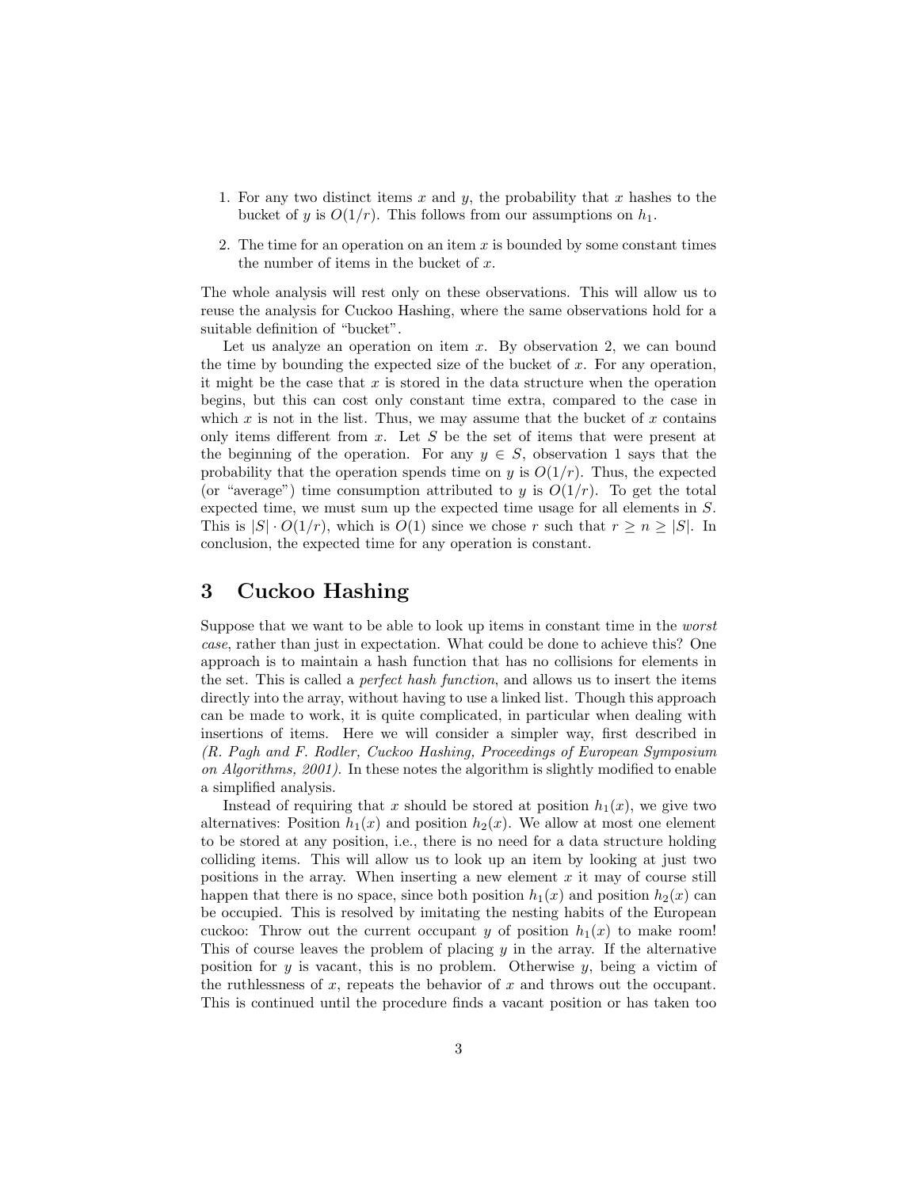1. For any two distinct items $x$ and $y$, the probability that $x$ hashes to the bucket of $y$ is $O(1/r)$. This follows from our assumptions on $h_1$.
2. The time for an operation on an item $x$ is bounded by some constant times the number of items in the bucket of $x$.

The whole analysis will rest only on these observations. This will allow us to reuse the analysis for Cuckoo Hashing, where the same observations hold for a suitable definition of "bucket".

Let us analyze an operation on item $x$. By observation 2, we can bound the time by bounding the expected size of the bucket of $x$. For any operation, it might be the case that $x$ is stored in the data structure when the operation begins, but this can cost only constant time extra, compared to the case in which $x$ is not in the list. Thus, we may assume that the bucket of $x$ contains only items different from $x$. Let $S$ be the set of items that were present at the beginning of the operation. For any $y \in S$, observation 1 says that the probability that the operation spends time on $y$ is $O(1/r)$. Thus, the expected (or "average") time consumption attributed to $y$ is $O(1/r)$. To get the total expected time, we must sum up the expected time usage for all elements in $S$. This is $|S| \cdot O(1/r)$, which is $O(1)$ since we chose $r$ such that $r \geq n \geq |S|$. In conclusion, the expected time for any operation is constant.

# 3 Cuckoo Hashing

Suppose that we want to be able to look up items in constant time in the *worst case*, rather than just in expectation. What could be done to achieve this? One approach is to maintain a hash function that has no collisions for elements in the set. This is called a *perfect hash function*, and allows us to insert the items directly into the array, without having to use a linked list. Though this approach can be made to work, it is quite complicated, in particular when dealing with insertions of items. Here we will consider a simpler way, first described in *(R. Pagh and F. Rodler, Cuckoo Hashing, Proceedings of European Symposium on Algorithms, 2001)*. In these notes the algorithm is slightly modified to enable a simplified analysis.

Instead of requiring that $x$ should be stored at position $h_1(x)$, we give two alternatives: Position $h_1(x)$ and position $h_2(x)$. We allow at most one element to be stored at any position, i.e., there is no need for a data structure holding colliding items. This will allow us to look up an item by looking at just two positions in the array. When inserting a new element $x$ it may of course still happen that there is no space, since both position $h_1(x)$ and position $h_2(x)$ can be occupied. This is resolved by imitating the nesting habits of the European cuckoo: Throw out the current occupant $y$ of position $h_1(x)$ to make room! This of course leaves the problem of placing $y$ in the array. If the alternative position for $y$ is vacant, this is no problem. Otherwise $y$, being a victim of the ruthlessness of $x$, repeats the behavior of $x$ and throws out the occupant. This is continued until the procedure finds a vacant position or has taken too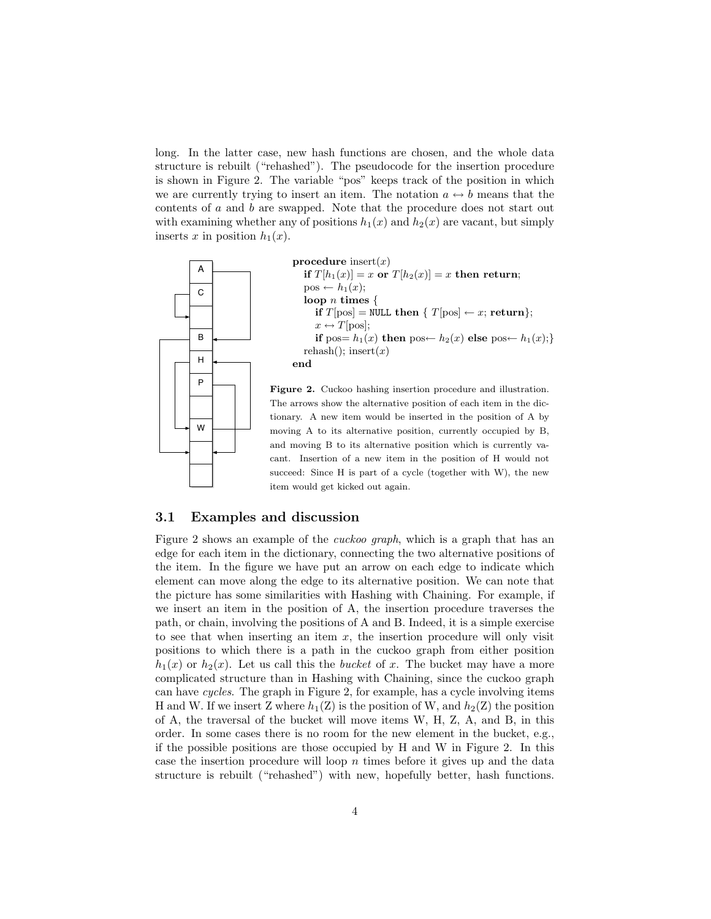long. In the latter case, new hash functions are chosen, and the whole data structure is rebuilt ("rehashed"). The pseudocode for the insertion procedure is shown in Figure 2. The variable "pos" keeps track of the position in which we are currently trying to insert an item. The notation $a \leftrightarrow b$ means that the contents of $a$ and $b$ are swapped. Note that the procedure does not start out with examining whether any of positions $h_1(x)$ and $h_2(x)$ are vacant, but simply inserts $x$ in position $h_1(x)$.

```
procedure insert(x)
  if T[h1(x)] = x or T[h2(x)] = x then return;
  pos ← h1(x);
  loop n times {
    if T[pos] = NULL then { T[pos] ← x; return};
    x ↔ T[pos];
    if pos= h1(x) then pos← h2(x) else pos← h1(x);}
  rehash(); insert(x)
end
```

**Figure 2.** Cuckoo hashing insertion procedure and illustration. The arrows show the alternative position of each item in the dictionary. A new item would be inserted in the position of A by moving A to its alternative position, currently occupied by B, and moving B to its alternative position which is currently vacant. Insertion of a new item in the position of H would not succeed: Since H is part of a cycle (together with W), the new item would get kicked out again.

## 3.1 Examples and discussion

Figure 2 shows an example of the *cuckoo graph*, which is a graph that has an edge for each item in the dictionary, connecting the two alternative positions of the item. In the figure we have put an arrow on each edge to indicate which element can move along the edge to its alternative position. We can note that the picture has some similarities with Hashing with Chaining. For example, if we insert an item in the position of A, the insertion procedure traverses the path, or chain, involving the positions of A and B. Indeed, it is a simple exercise to see that when inserting an item $x$, the insertion procedure will only visit positions to which there is a path in the cuckoo graph from either position $h_1(x)$ or $h_2(x)$. Let us call this the *bucket* of $x$. The bucket may have a more complicated structure than in Hashing with Chaining, since the cuckoo graph can have *cycles*. The graph in Figure 2, for example, has a cycle involving items H and W. If we insert Z where $h_1(\mathrm{Z})$ is the position of W, and $h_2(\mathrm{Z})$ the position of A, the traversal of the bucket will move items W, H, Z, A, and B, in this order. In some cases there is no room for the new element in the bucket, e.g., if the possible positions are those occupied by H and W in Figure 2. In this case the insertion procedure will loop $n$ times before it gives up and the data structure is rebuilt ("rehashed") with new, hopefully better, hash functions.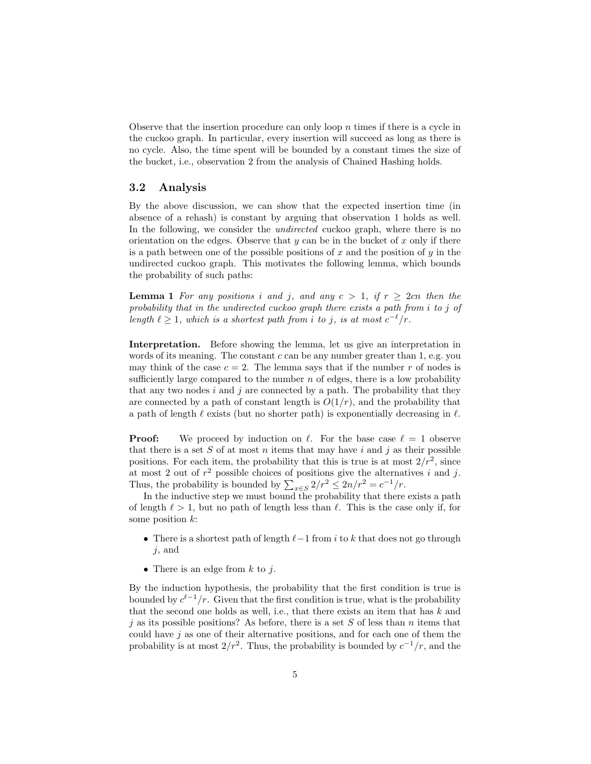Observe that the insertion procedure can only loop $n$ times if there is a cycle in the cuckoo graph. In particular, every insertion will succeed as long as there is no cycle. Also, the time spent will be bounded by a constant times the size of the bucket, i.e., observation 2 from the analysis of Chained Hashing holds.

### 3.2 Analysis

By the above discussion, we can show that the expected insertion time (in absence of a rehash) is constant by arguing that observation 1 holds as well. In the following, we consider the *undirected* cuckoo graph, where there is no orientation on the edges. Observe that $y$ can be in the bucket of $x$ only if there is a path between one of the possible positions of $x$ and the position of $y$ in the undirected cuckoo graph. This motivates the following lemma, which bounds the probability of such paths:

**Lemma 1** *For any positions $i$ and $j$, and any $c > 1$, if $r \geq 2cn$ then the probability that in the undirected cuckoo graph there exists a path from $i$ to $j$ of length $\ell \geq 1$, which is a shortest path from $i$ to $j$, is at most $c^{-\ell}/r$.*

**Interpretation.** Before showing the lemma, let us give an interpretation in words of its meaning. The constant $c$ can be any number greater than 1, e.g. you may think of the case $c = 2$. The lemma says that if the number $r$ of nodes is sufficiently large compared to the number $n$ of edges, there is a low probability that any two nodes $i$ and $j$ are connected by a path. The probability that they are connected by a path of constant length is $O(1/r)$, and the probability that a path of length $\ell$ exists (but no shorter path) is exponentially decreasing in $\ell$.

**Proof:** We proceed by induction on $\ell$. For the base case $\ell = 1$ observe that there is a set $S$ of at most $n$ items that may have $i$ and $j$ as their possible positions. For each item, the probability that this is true is at most $2/r^2$, since at most 2 out of $r^2$ possible choices of positions give the alternatives $i$ and $j$. Thus, the probability is bounded by $\sum_{x \in S} 2/r^2 \leq 2n/r^2 = c^{-1}/r$.

In the inductive step we must bound the probability that there exists a path of length $\ell > 1$, but no path of length less than $\ell$. This is the case only if, for some position $k$:

- There is a shortest path of length $\ell - 1$ from $i$ to $k$ that does not go through $j$, and
- There is an edge from $k$ to $j$.

By the induction hypothesis, the probability that the first condition is true is bounded by $c^{\ell-1}/r$. Given that the first condition is true, what is the probability that the second one holds as well, i.e., that there exists an item that has $k$ and $j$ as its possible positions? As before, there is a set $S$ of less than $n$ items that could have $j$ as one of their alternative positions, and for each one of them the probability is at most $2/r^2$. Thus, the probability is bounded by $c^{-1}/r$, and the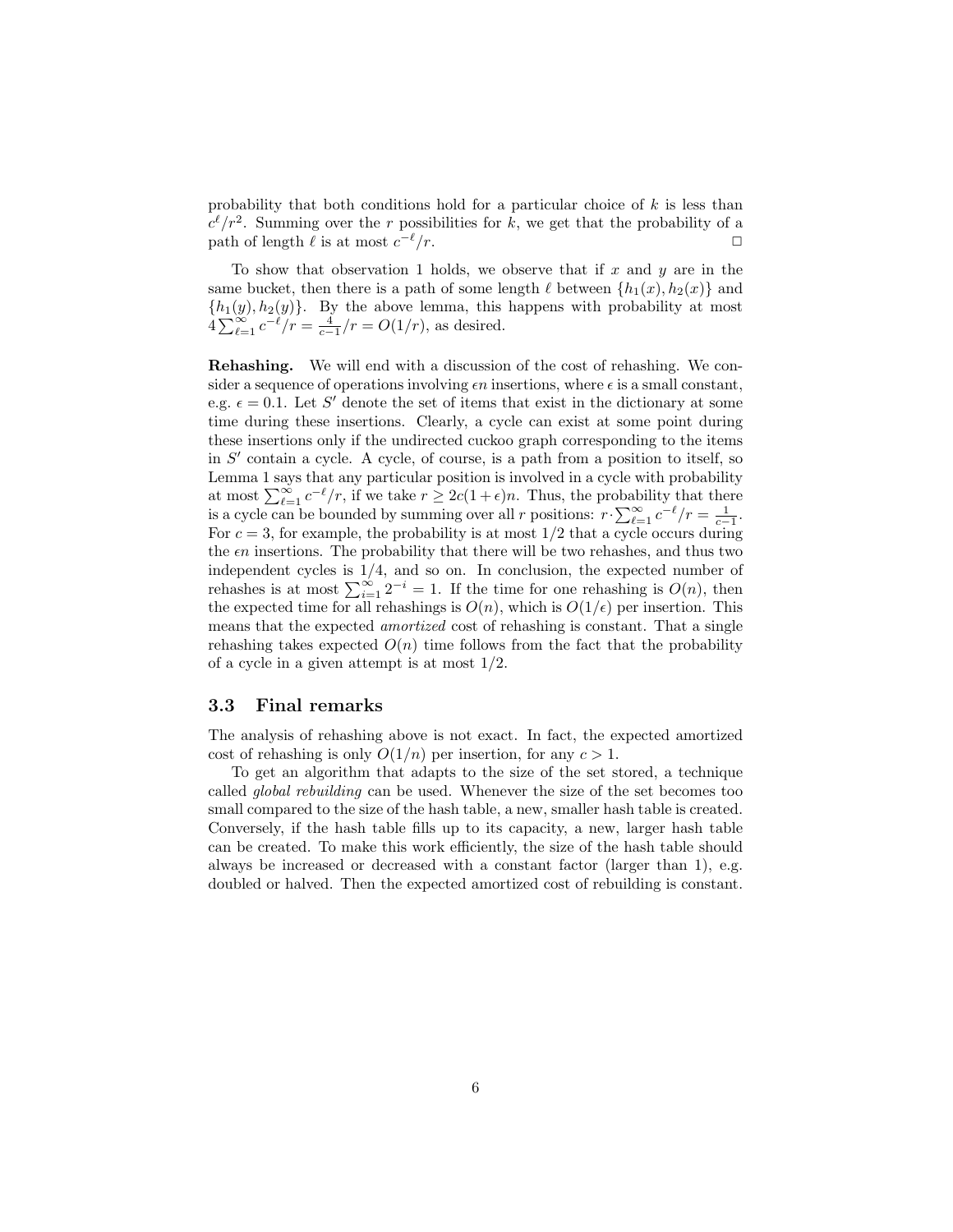probability that both conditions hold for a particular choice of $k$ is less than $c^{\ell}/r^2$. Summing over the $r$ possibilities for $k$, we get that the probability of a path of length $\ell$ is at most $c^{-\ell}/r$. □

To show that observation 1 holds, we observe that if $x$ and $y$ are in the same bucket, then there is a path of some length $\ell$ between $\{h_1(x), h_2(x)\}$ and $\{h_1(y), h_2(y)\}$. By the above lemma, this happens with probability at most $4\sum_{\ell=1}^{\infty} c^{-\ell}/r = \frac{4}{c-1}/r = O(1/r)$, as desired.

**Rehashing.** We will end with a discussion of the cost of rehashing. We consider a sequence of operations involving $\epsilon n$ insertions, where $\epsilon$ is a small constant, e.g. $\epsilon = 0.1$. Let $S'$ denote the set of items that exist in the dictionary at some time during these insertions. Clearly, a cycle can exist at some point during these insertions only if the undirected cuckoo graph corresponding to the items in $S'$ contain a cycle. A cycle, of course, is a path from a position to itself, so Lemma 1 says that any particular position is involved in a cycle with probability at most $\sum_{\ell=1}^{\infty} c^{-\ell}/r$, if we take $r \geq 2c(1+\epsilon)n$. Thus, the probability that there is a cycle can be bounded by summing over all $r$ positions: $r \cdot \sum_{\ell=1}^{\infty} c^{-\ell}/r = \frac{1}{c-1}$. For $c = 3$, for example, the probability is at most $1/2$ that a cycle occurs during the $\epsilon n$ insertions. The probability that there will be two rehashes, and thus two independent cycles is $1/4$, and so on. In conclusion, the expected number of rehashes is at most $\sum_{i=1}^{\infty} 2^{-i} = 1$. If the time for one rehashing is $O(n)$, then the expected time for all rehashings is $O(n)$, which is $O(1/\epsilon)$ per insertion. This means that the expected *amortized* cost of rehashing is constant. That a single rehashing takes expected $O(n)$ time follows from the fact that the probability of a cycle in a given attempt is at most $1/2$.

### 3.3 Final remarks

The analysis of rehashing above is not exact. In fact, the expected amortized cost of rehashing is only $O(1/n)$ per insertion, for any $c > 1$.

To get an algorithm that adapts to the size of the set stored, a technique called *global rebuilding* can be used. Whenever the size of the set becomes too small compared to the size of the hash table, a new, smaller hash table is created. Conversely, if the hash table fills up to its capacity, a new, larger hash table can be created. To make this work efficiently, the size of the hash table should always be increased or decreased with a constant factor (larger than 1), e.g. doubled or halved. Then the expected amortized cost of rebuilding is constant.